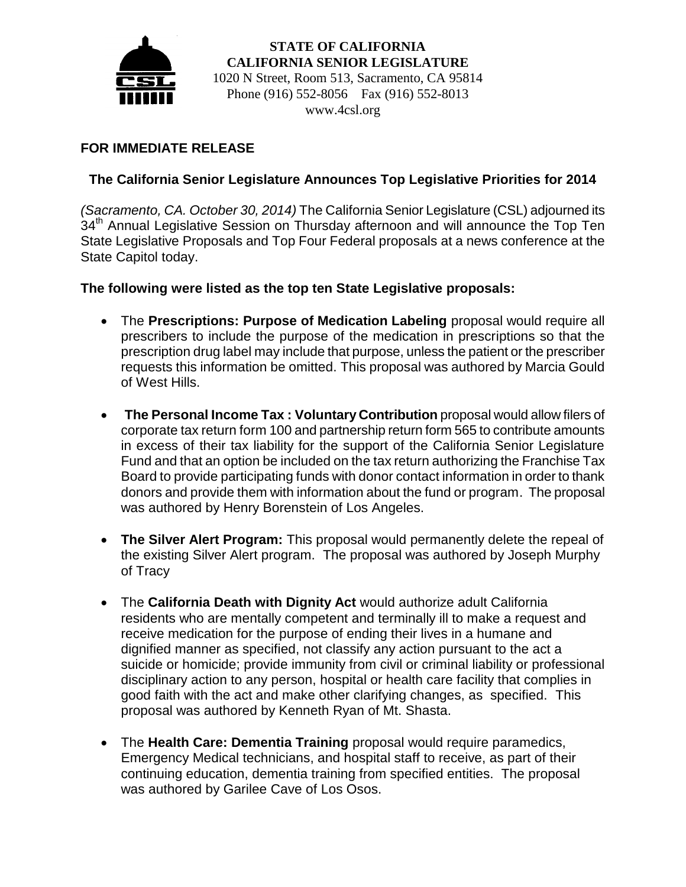**STATE OF CALIFORNIA**
**CALIFORNIA SENIOR LEGISLATURE**
1020 N Street, Room 513, Sacramento, CA 95814
Phone (916) 552-8056 Fax (916) 552-8013
www.4csl.org

**FOR IMMEDIATE RELEASE**

## The California Senior Legislature Announces Top Legislative Priorities for 2014

*(Sacramento, CA. October 30, 2014)* The California Senior Legislature (CSL) adjourned its 34th Annual Legislative Session on Thursday afternoon and will announce the Top Ten State Legislative Proposals and Top Four Federal proposals at a news conference at the State Capitol today.

**The following were listed as the top ten State Legislative proposals:**

- The **Prescriptions: Purpose of Medication Labeling** proposal would require all prescribers to include the purpose of the medication in prescriptions so that the prescription drug label may include that purpose, unless the patient or the prescriber requests this information be omitted. This proposal was authored by Marcia Gould of West Hills.

- **The Personal Income Tax : Voluntary Contribution** proposal would allow filers of corporate tax return form 100 and partnership return form 565 to contribute amounts in excess of their tax liability for the support of the California Senior Legislature Fund and that an option be included on the tax return authorizing the Franchise Tax Board to provide participating funds with donor contact information in order to thank donors and provide them with information about the fund or program. The proposal was authored by Henry Borenstein of Los Angeles.

- **The Silver Alert Program:** This proposal would permanently delete the repeal of the existing Silver Alert program. The proposal was authored by Joseph Murphy of Tracy

- The **California Death with Dignity Act** would authorize adult California residents who are mentally competent and terminally ill to make a request and receive medication for the purpose of ending their lives in a humane and dignified manner as specified, not classify any action pursuant to the act a suicide or homicide; provide immunity from civil or criminal liability or professional disciplinary action to any person, hospital or health care facility that complies in good faith with the act and make other clarifying changes, as specified. This proposal was authored by Kenneth Ryan of Mt. Shasta.

- The **Health Care: Dementia Training** proposal would require paramedics, Emergency Medical technicians, and hospital staff to receive, as part of their continuing education, dementia training from specified entities. The proposal was authored by Garilee Cave of Los Osos.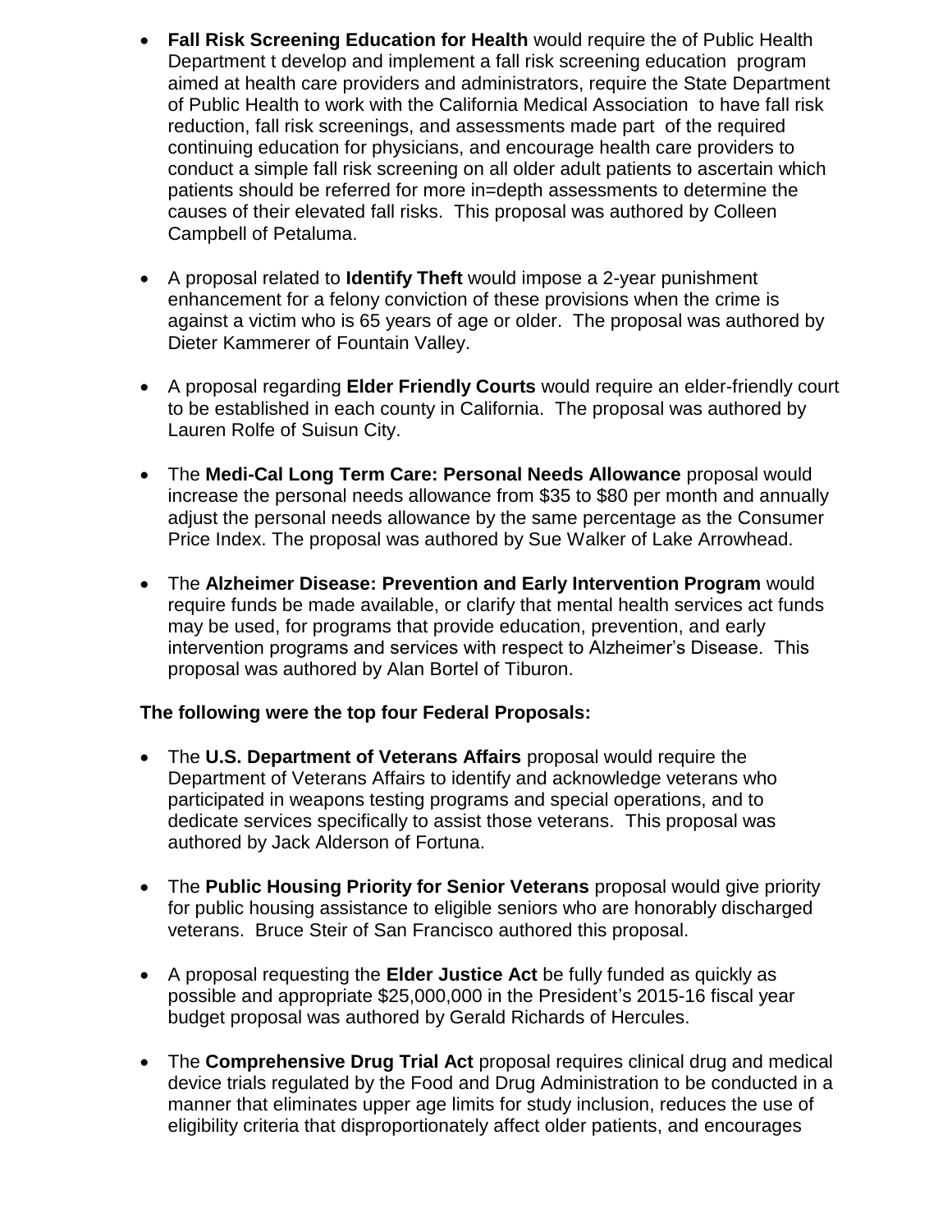- **Fall Risk Screening Education for Health** would require the of Public Health Department t develop and implement a fall risk screening education program aimed at health care providers and administrators, require the State Department of Public Health to work with the California Medical Association to have fall risk reduction, fall risk screenings, and assessments made part of the required continuing education for physicians, and encourage health care providers to conduct a simple fall risk screening on all older adult patients to ascertain which patients should be referred for more in=depth assessments to determine the causes of their elevated fall risks. This proposal was authored by Colleen Campbell of Petaluma.

- A proposal related to **Identify Theft** would impose a 2-year punishment enhancement for a felony conviction of these provisions when the crime is against a victim who is 65 years of age or older. The proposal was authored by Dieter Kammerer of Fountain Valley.

- A proposal regarding **Elder Friendly Courts** would require an elder-friendly court to be established in each county in California. The proposal was authored by Lauren Rolfe of Suisun City.

- The **Medi-Cal Long Term Care: Personal Needs Allowance** proposal would increase the personal needs allowance from $35 to $80 per month and annually adjust the personal needs allowance by the same percentage as the Consumer Price Index. The proposal was authored by Sue Walker of Lake Arrowhead.

- The **Alzheimer Disease: Prevention and Early Intervention Program** would require funds be made available, or clarify that mental health services act funds may be used, for programs that provide education, prevention, and early intervention programs and services with respect to Alzheimer's Disease. This proposal was authored by Alan Bortel of Tiburon.

**The following were the top four Federal Proposals:**

- The **U.S. Department of Veterans Affairs** proposal would require the Department of Veterans Affairs to identify and acknowledge veterans who participated in weapons testing programs and special operations, and to dedicate services specifically to assist those veterans. This proposal was authored by Jack Alderson of Fortuna.

- The **Public Housing Priority for Senior Veterans** proposal would give priority for public housing assistance to eligible seniors who are honorably discharged veterans. Bruce Steir of San Francisco authored this proposal.

- A proposal requesting the **Elder Justice Act** be fully funded as quickly as possible and appropriate $25,000,000 in the President's 2015-16 fiscal year budget proposal was authored by Gerald Richards of Hercules.

- The **Comprehensive Drug Trial Act** proposal requires clinical drug and medical device trials regulated by the Food and Drug Administration to be conducted in a manner that eliminates upper age limits for study inclusion, reduces the use of eligibility criteria that disproportionately affect older patients, and encourages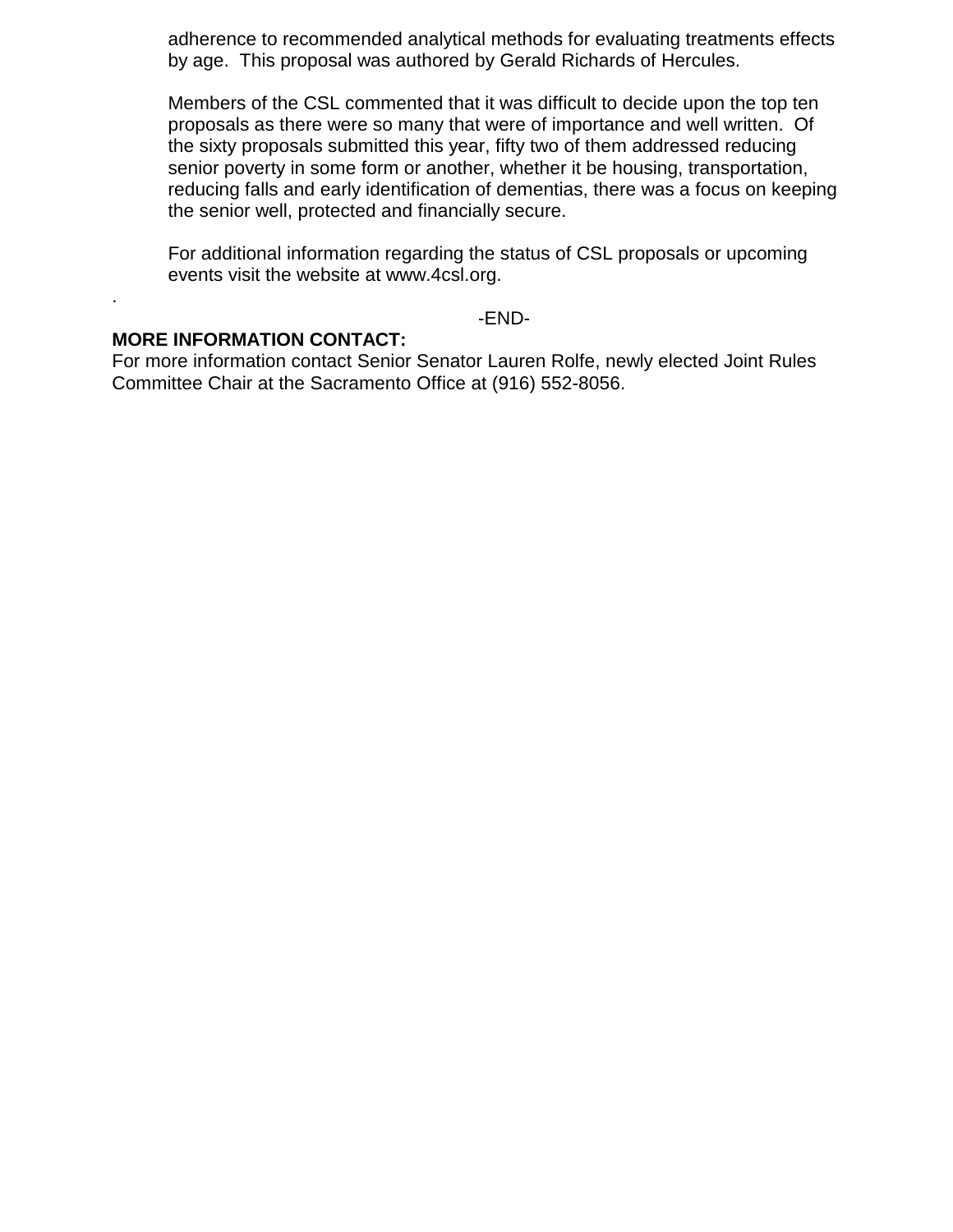adherence to recommended analytical methods for evaluating treatments effects by age. This proposal was authored by Gerald Richards of Hercules.

Members of the CSL commented that it was difficult to decide upon the top ten proposals as there were so many that were of importance and well written. Of the sixty proposals submitted this year, fifty two of them addressed reducing senior poverty in some form or another, whether it be housing, transportation, reducing falls and early identification of dementias, there was a focus on keeping the senior well, protected and financially secure.

For additional information regarding the status of CSL proposals or upcoming events visit the website at www.4csl.org.

.

-END-

**MORE INFORMATION CONTACT:**

For more information contact Senior Senator Lauren Rolfe, newly elected Joint Rules Committee Chair at the Sacramento Office at (916) 552-8056.